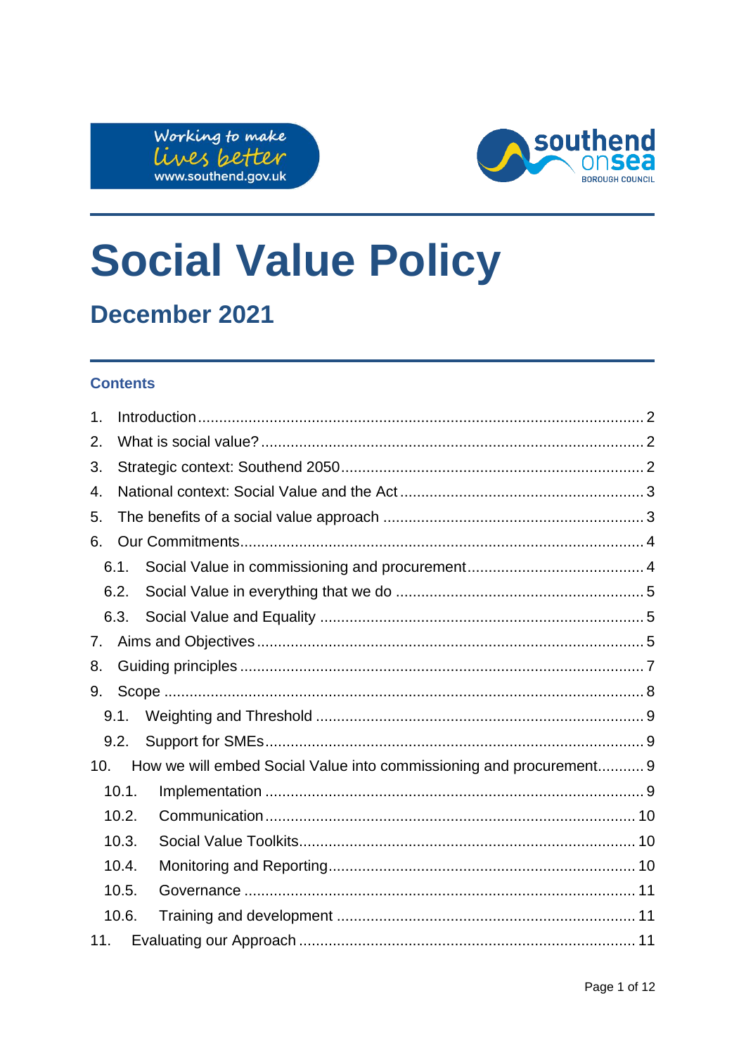# Social Value Policy

## December 2021

### Contents

1. Introduction ........ 2
2. What is social value? ........ 2
3. Strategic context: Southend 2050 ........ 2
4. National context: Social Value and the Act ........ 3
5. The benefits of a social value approach ........ 3
6. Our Commitments ........ 4
   - 6.1. Social Value in commissioning and procurement ........ 4
   - 6.2. Social Value in everything that we do ........ 5
   - 6.3. Social Value and Equality ........ 5
7. Aims and Objectives ........ 5
8. Guiding principles ........ 7
9. Scope ........ 8
   - 9.1. Weighting and Threshold ........ 9
   - 9.2. Support for SMEs ........ 9
10. How we will embed Social Value into commissioning and procurement ........ 9
    - 10.1. Implementation ........ 9
    - 10.2. Communication ........ 10
    - 10.3. Social Value Toolkits ........ 10
    - 10.4. Monitoring and Reporting ........ 10
    - 10.5. Governance ........ 11
    - 10.6. Training and development ........ 11
11. Evaluating our Approach ........ 11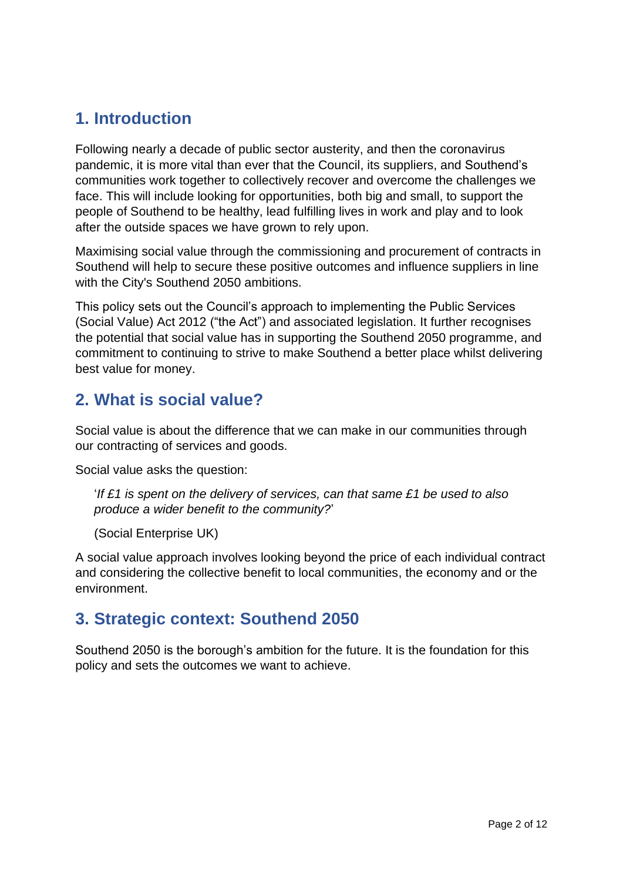## 1. Introduction

Following nearly a decade of public sector austerity, and then the coronavirus pandemic, it is more vital than ever that the Council, its suppliers, and Southend's communities work together to collectively recover and overcome the challenges we face. This will include looking for opportunities, both big and small, to support the people of Southend to be healthy, lead fulfilling lives in work and play and to look after the outside spaces we have grown to rely upon.

Maximising social value through the commissioning and procurement of contracts in Southend will help to secure these positive outcomes and influence suppliers in line with the City's Southend 2050 ambitions.

This policy sets out the Council's approach to implementing the Public Services (Social Value) Act 2012 ("the Act") and associated legislation. It further recognises the potential that social value has in supporting the Southend 2050 programme, and commitment to continuing to strive to make Southend a better place whilst delivering best value for money.

## 2. What is social value?

Social value is about the difference that we can make in our communities through our contracting of services and goods.

Social value asks the question:

> '*If £1 is spent on the delivery of services, can that same £1 be used to also produce a wider benefit to the community?*'
>
> (Social Enterprise UK)

A social value approach involves looking beyond the price of each individual contract and considering the collective benefit to local communities, the economy and or the environment.

## 3. Strategic context: Southend 2050

Southend 2050 is the borough's ambition for the future. It is the foundation for this policy and sets the outcomes we want to achieve.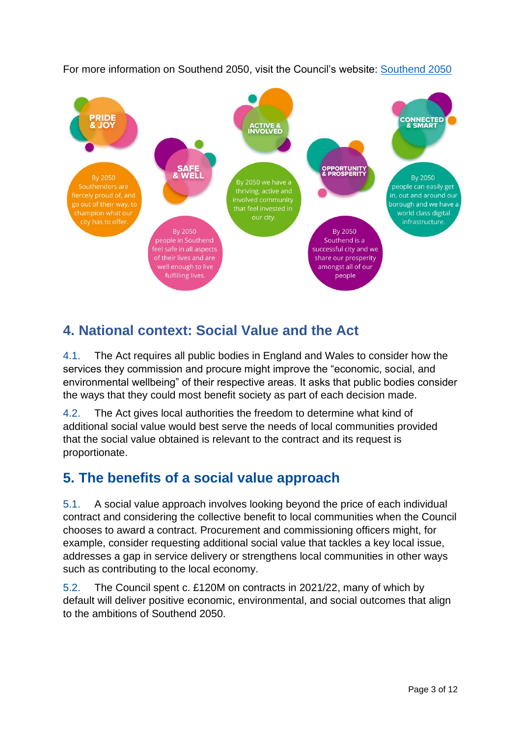For more information on Southend 2050, visit the Council's website: [Southend 2050]

**PRIDE & JOY**

By 2050 Southenders are fiercely proud of, and go out of their way, to champion what our city has to offer.

**SAFE & WELL**

By 2050 people in Southend feel safe in all aspects of their lives and are well enough to live fulfilling lives.

**ACTIVE & INVOLVED**

By 2050 we have a thriving, active and involved community that feel invested in our city.

**OPPORTUNITY & PROSPERITY**

By 2050 Southend is a successful city and we share our prosperity amongst all of our people

**CONNECTED & SMART**

By 2050 people can easily get in, out and around our borough and we have a world class digital infrastructure.

## 4. National context: Social Value and the Act

4.1. The Act requires all public bodies in England and Wales to consider how the services they commission and procure might improve the "economic, social, and environmental wellbeing" of their respective areas. It asks that public bodies consider the ways that they could most benefit society as part of each decision made.

4.2. The Act gives local authorities the freedom to determine what kind of additional social value would best serve the needs of local communities provided that the social value obtained is relevant to the contract and its request is proportionate.

## 5. The benefits of a social value approach

5.1. A social value approach involves looking beyond the price of each individual contract and considering the collective benefit to local communities when the Council chooses to award a contract. Procurement and commissioning officers might, for example, consider requesting additional social value that tackles a key local issue, addresses a gap in service delivery or strengthens local communities in other ways such as contributing to the local economy.

5.2. The Council spent c. £120M on contracts in 2021/22, many of which by default will deliver positive economic, environmental, and social outcomes that align to the ambitions of Southend 2050.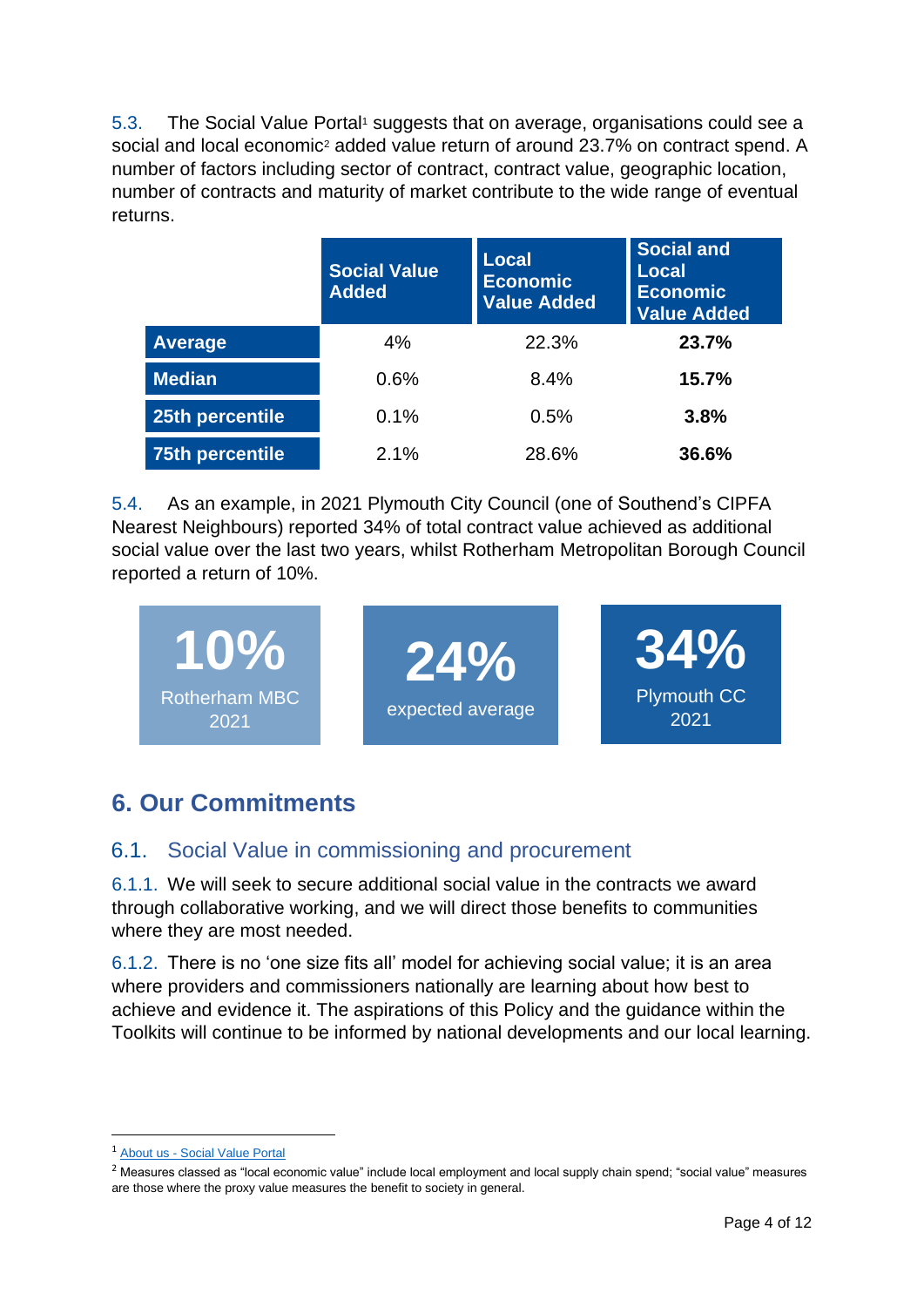5.3. The Social Value Portal[1] suggests that on average, organisations could see a social and local economic[2] added value return of around 23.7% on contract spend. A number of factors including sector of contract, contract value, geographic location, number of contracts and maturity of market contribute to the wide range of eventual returns.

| | Social Value Added | Local Economic Value Added | Social and Local Economic Value Added |
|---|---|---|---|
| **Average** | 4% | 22.3% | **23.7%** |
| **Median** | 0.6% | 8.4% | **15.7%** |
| **25th percentile** | 0.1% | 0.5% | **3.8%** |
| **75th percentile** | 2.1% | 28.6% | **36.6%** |

5.4. As an example, in 2021 Plymouth City Council (one of Southend's CIPFA Nearest Neighbours) reported 34% of total contract value achieved as additional social value over the last two years, whilst Rotherham Metropolitan Borough Council reported a return of 10%.

**10%** Rotherham MBC 2021

**24%** expected average

**34%** Plymouth CC 2021

## 6. Our Commitments

### 6.1. Social Value in commissioning and procurement

6.1.1. We will seek to secure additional social value in the contracts we award through collaborative working, and we will direct those benefits to communities where they are most needed.

6.1.2. There is no 'one size fits all' model for achieving social value; it is an area where providers and commissioners nationally are learning about how best to achieve and evidence it. The aspirations of this Policy and the guidance within the Toolkits will continue to be informed by national developments and our local learning.

[1] About us - Social Value Portal

[2] Measures classed as "local economic value" include local employment and local supply chain spend; "social value" measures are those where the proxy value measures the benefit to society in general.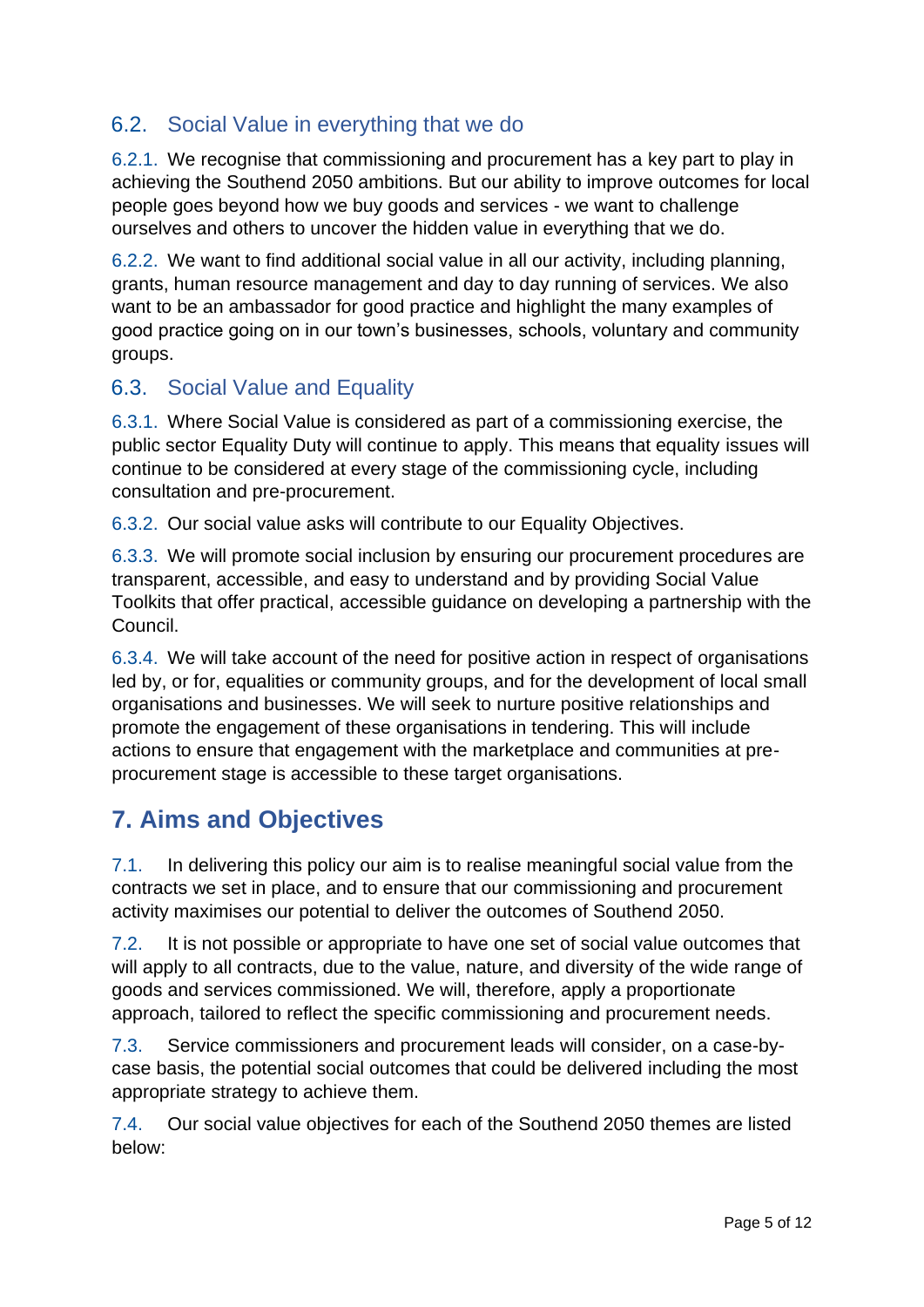### 6.2. Social Value in everything that we do

6.2.1. We recognise that commissioning and procurement has a key part to play in achieving the Southend 2050 ambitions. But our ability to improve outcomes for local people goes beyond how we buy goods and services - we want to challenge ourselves and others to uncover the hidden value in everything that we do.

6.2.2. We want to find additional social value in all our activity, including planning, grants, human resource management and day to day running of services. We also want to be an ambassador for good practice and highlight the many examples of good practice going on in our town's businesses, schools, voluntary and community groups.

### 6.3. Social Value and Equality

6.3.1. Where Social Value is considered as part of a commissioning exercise, the public sector Equality Duty will continue to apply. This means that equality issues will continue to be considered at every stage of the commissioning cycle, including consultation and pre-procurement.

6.3.2. Our social value asks will contribute to our Equality Objectives.

6.3.3. We will promote social inclusion by ensuring our procurement procedures are transparent, accessible, and easy to understand and by providing Social Value Toolkits that offer practical, accessible guidance on developing a partnership with the Council.

6.3.4. We will take account of the need for positive action in respect of organisations led by, or for, equalities or community groups, and for the development of local small organisations and businesses. We will seek to nurture positive relationships and promote the engagement of these organisations in tendering. This will include actions to ensure that engagement with the marketplace and communities at pre-procurement stage is accessible to these target organisations.

## 7. Aims and Objectives

7.1. In delivering this policy our aim is to realise meaningful social value from the contracts we set in place, and to ensure that our commissioning and procurement activity maximises our potential to deliver the outcomes of Southend 2050.

7.2. It is not possible or appropriate to have one set of social value outcomes that will apply to all contracts, due to the value, nature, and diversity of the wide range of goods and services commissioned. We will, therefore, apply a proportionate approach, tailored to reflect the specific commissioning and procurement needs.

7.3. Service commissioners and procurement leads will consider, on a case-by-case basis, the potential social outcomes that could be delivered including the most appropriate strategy to achieve them.

7.4. Our social value objectives for each of the Southend 2050 themes are listed below: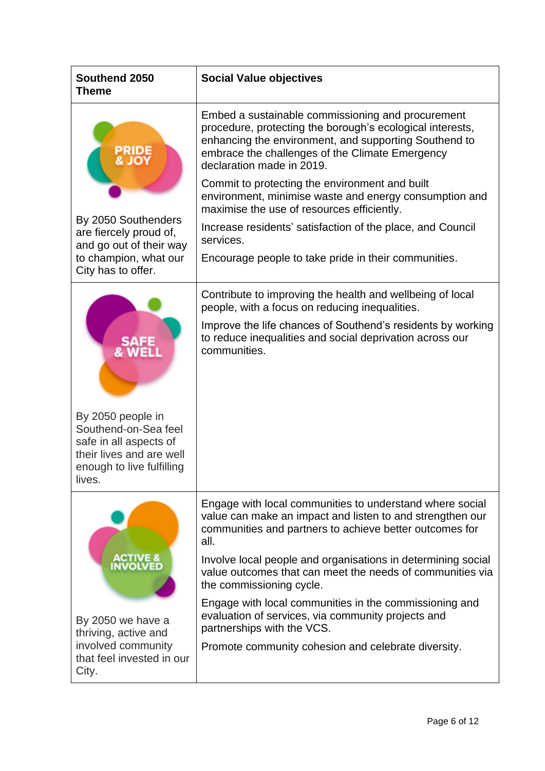| Southend 2050 Theme | Social Value objectives |
| --- | --- |
| PRIDE & JOY<br><br>By 2050 Southenders are fiercely proud of, and go out of their way to champion, what our City has to offer. | Embed a sustainable commissioning and procurement procedure, protecting the borough's ecological interests, enhancing the environment, and supporting Southend to embrace the challenges of the Climate Emergency declaration made in 2019.<br><br>Commit to protecting the environment and built environment, minimise waste and energy consumption and maximise the use of resources efficiently.<br><br>Increase residents' satisfaction of the place, and Council services.<br><br>Encourage people to take pride in their communities. |
| SAFE & WELL<br><br>By 2050 people in Southend-on-Sea feel safe in all aspects of their lives and are well enough to live fulfilling lives. | Contribute to improving the health and wellbeing of local people, with a focus on reducing inequalities.<br><br>Improve the life chances of Southend's residents by working to reduce inequalities and social deprivation across our communities. |
| ACTIVE & INVOLVED<br><br>By 2050 we have a thriving, active and involved community that feel invested in our City. | Engage with local communities to understand where social value can make an impact and listen to and strengthen our communities and partners to achieve better outcomes for all.<br><br>Involve local people and organisations in determining social value outcomes that can meet the needs of communities via the commissioning cycle.<br><br>Engage with local communities in the commissioning and evaluation of services, via community projects and partnerships with the VCS.<br><br>Promote community cohesion and celebrate diversity. |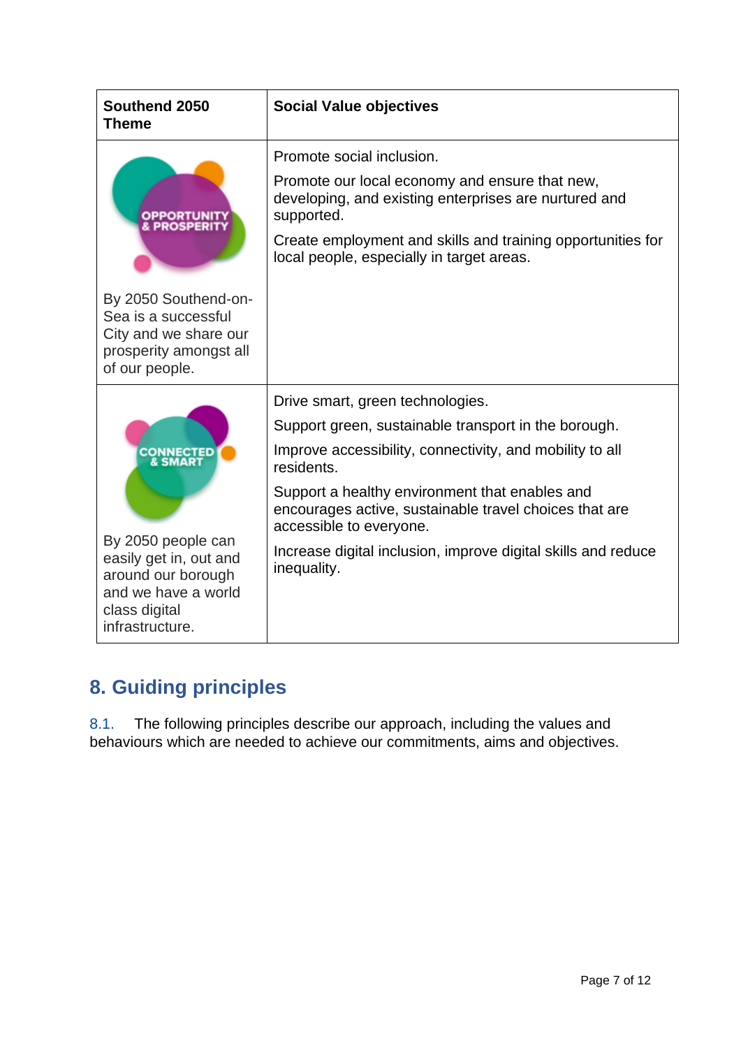| Southend 2050 Theme | Social Value objectives |
| --- | --- |
| OPPORTUNITY & PROSPERITY<br><br>By 2050 Southend-on-Sea is a successful City and we share our prosperity amongst all of our people. | Promote social inclusion.<br><br>Promote our local economy and ensure that new, developing, and existing enterprises are nurtured and supported.<br><br>Create employment and skills and training opportunities for local people, especially in target areas. |
| CONNECTED & SMART<br><br>By 2050 people can easily get in, out and around our borough and we have a world class digital infrastructure. | Drive smart, green technologies.<br><br>Support green, sustainable transport in the borough.<br><br>Improve accessibility, connectivity, and mobility to all residents.<br><br>Support a healthy environment that enables and encourages active, sustainable travel choices that are accessible to everyone.<br><br>Increase digital inclusion, improve digital skills and reduce inequality. |

## 8. Guiding principles

8.1. The following principles describe our approach, including the values and behaviours which are needed to achieve our commitments, aims and objectives.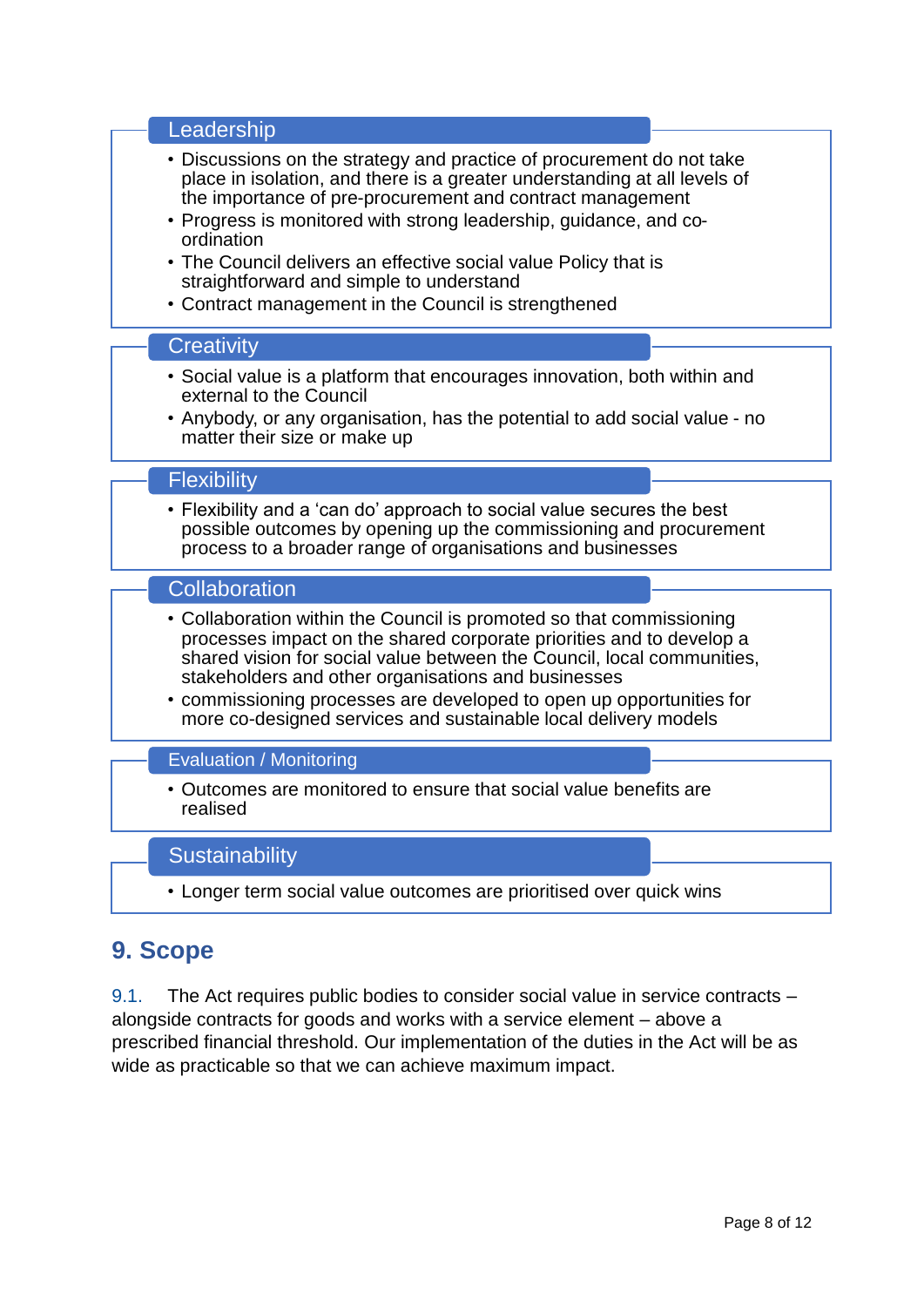**Leadership**

- Discussions on the strategy and practice of procurement do not take place in isolation, and there is a greater understanding at all levels of the importance of pre-procurement and contract management
- Progress is monitored with strong leadership, guidance, and co-ordination
- The Council delivers an effective social value Policy that is straightforward and simple to understand
- Contract management in the Council is strengthened

**Creativity**

- Social value is a platform that encourages innovation, both within and external to the Council
- Anybody, or any organisation, has the potential to add social value - no matter their size or make up

**Flexibility**

- Flexibility and a 'can do' approach to social value secures the best possible outcomes by opening up the commissioning and procurement process to a broader range of organisations and businesses

**Collaboration**

- Collaboration within the Council is promoted so that commissioning processes impact on the shared corporate priorities and to develop a shared vision for social value between the Council, local communities, stakeholders and other organisations and businesses
- commissioning processes are developed to open up opportunities for more co-designed services and sustainable local delivery models

**Evaluation / Monitoring**

- Outcomes are monitored to ensure that social value benefits are realised

**Sustainability**

- Longer term social value outcomes are prioritised over quick wins

## 9. Scope

9.1. The Act requires public bodies to consider social value in service contracts – alongside contracts for goods and works with a service element – above a prescribed financial threshold. Our implementation of the duties in the Act will be as wide as practicable so that we can achieve maximum impact.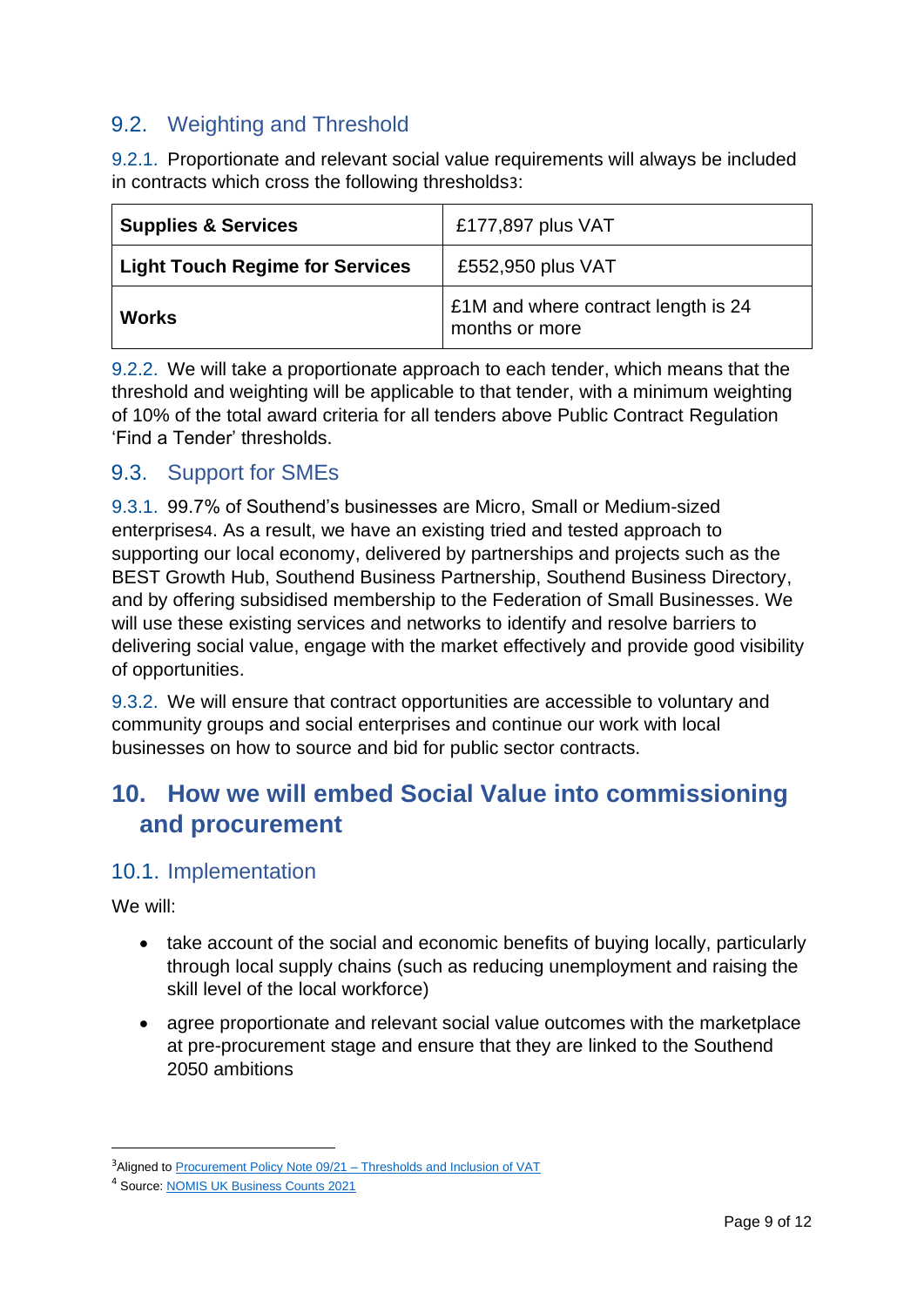## 9.2. Weighting and Threshold

9.2.1. Proportionate and relevant social value requirements will always be included in contracts which cross the following thresholds[3]:

| **Supplies & Services** | £177,897 plus VAT |
|---|---|
| **Light Touch Regime for Services** | £552,950 plus VAT |
| **Works** | £1M and where contract length is 24 months or more |

9.2.2. We will take a proportionate approach to each tender, which means that the threshold and weighting will be applicable to that tender, with a minimum weighting of 10% of the total award criteria for all tenders above Public Contract Regulation 'Find a Tender' thresholds.

## 9.3. Support for SMEs

9.3.1. 99.7% of Southend's businesses are Micro, Small or Medium-sized enterprises[4]. As a result, we have an existing tried and tested approach to supporting our local economy, delivered by partnerships and projects such as the BEST Growth Hub, Southend Business Partnership, Southend Business Directory, and by offering subsidised membership to the Federation of Small Businesses. We will use these existing services and networks to identify and resolve barriers to delivering social value, engage with the market effectively and provide good visibility of opportunities.

9.3.2. We will ensure that contract opportunities are accessible to voluntary and community groups and social enterprises and continue our work with local businesses on how to source and bid for public sector contracts.

# 10. How we will embed Social Value into commissioning and procurement

## 10.1. Implementation

We will:

- take account of the social and economic benefits of buying locally, particularly through local supply chains (such as reducing unemployment and raising the skill level of the local workforce)
- agree proportionate and relevant social value outcomes with the marketplace at pre-procurement stage and ensure that they are linked to the Southend 2050 ambitions

---

[3] Aligned to Procurement Policy Note 09/21 – Thresholds and Inclusion of VAT

[4] Source: NOMIS UK Business Counts 2021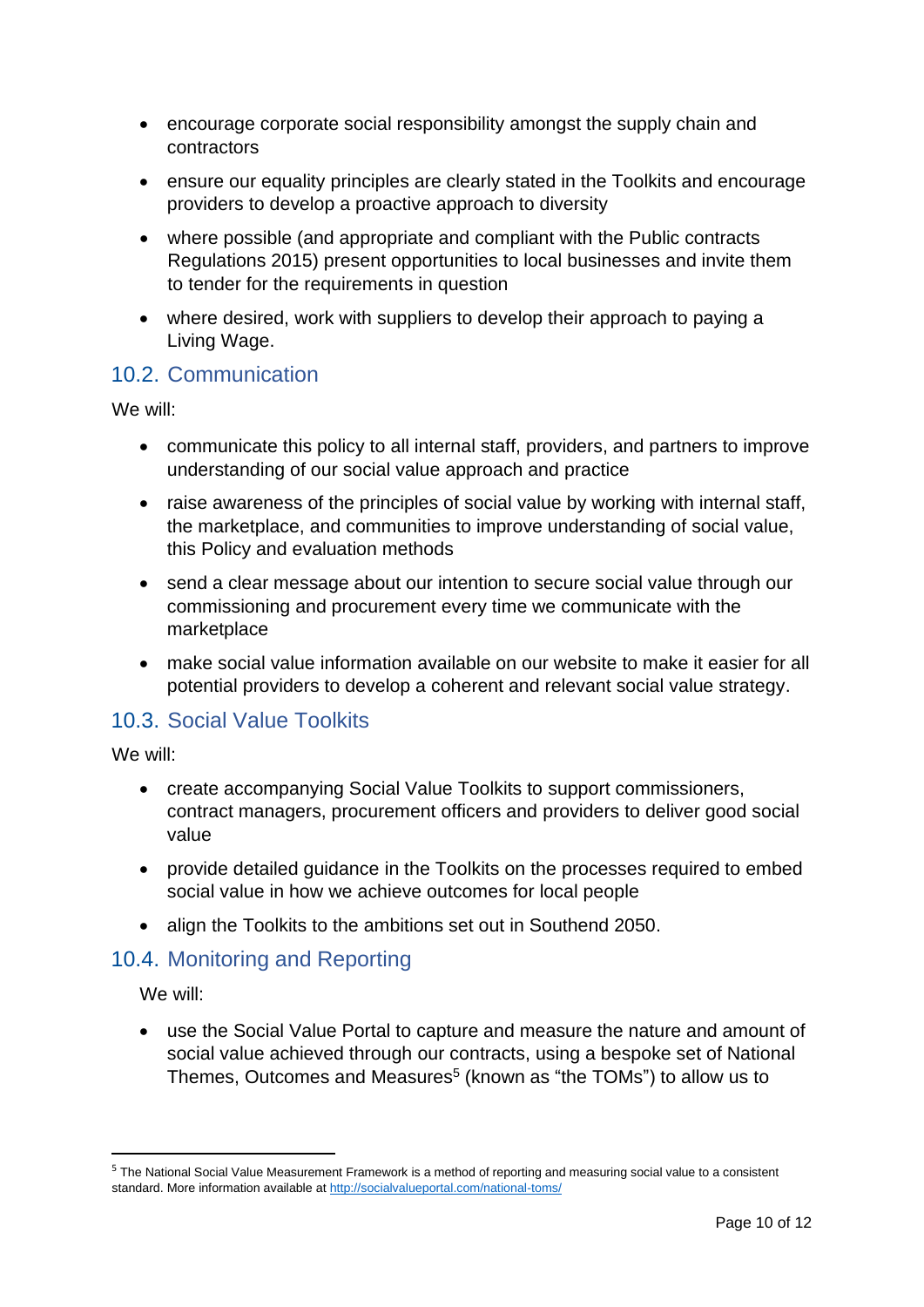- encourage corporate social responsibility amongst the supply chain and contractors
- ensure our equality principles are clearly stated in the Toolkits and encourage providers to develop a proactive approach to diversity
- where possible (and appropriate and compliant with the Public contracts Regulations 2015) present opportunities to local businesses and invite them to tender for the requirements in question
- where desired, work with suppliers to develop their approach to paying a Living Wage.

## 10.2. Communication

We will:

- communicate this policy to all internal staff, providers, and partners to improve understanding of our social value approach and practice
- raise awareness of the principles of social value by working with internal staff, the marketplace, and communities to improve understanding of social value, this Policy and evaluation methods
- send a clear message about our intention to secure social value through our commissioning and procurement every time we communicate with the marketplace
- make social value information available on our website to make it easier for all potential providers to develop a coherent and relevant social value strategy.

## 10.3. Social Value Toolkits

We will:

- create accompanying Social Value Toolkits to support commissioners, contract managers, procurement officers and providers to deliver good social value
- provide detailed guidance in the Toolkits on the processes required to embed social value in how we achieve outcomes for local people
- align the Toolkits to the ambitions set out in Southend 2050.

## 10.4. Monitoring and Reporting

We will:

- use the Social Value Portal to capture and measure the nature and amount of social value achieved through our contracts, using a bespoke set of National Themes, Outcomes and Measures[5] (known as "the TOMs") to allow us to

[5] The National Social Value Measurement Framework is a method of reporting and measuring social value to a consistent standard. More information available at [http://socialvalueportal.com/national-toms/](http://socialvalueportal.com/national-toms/)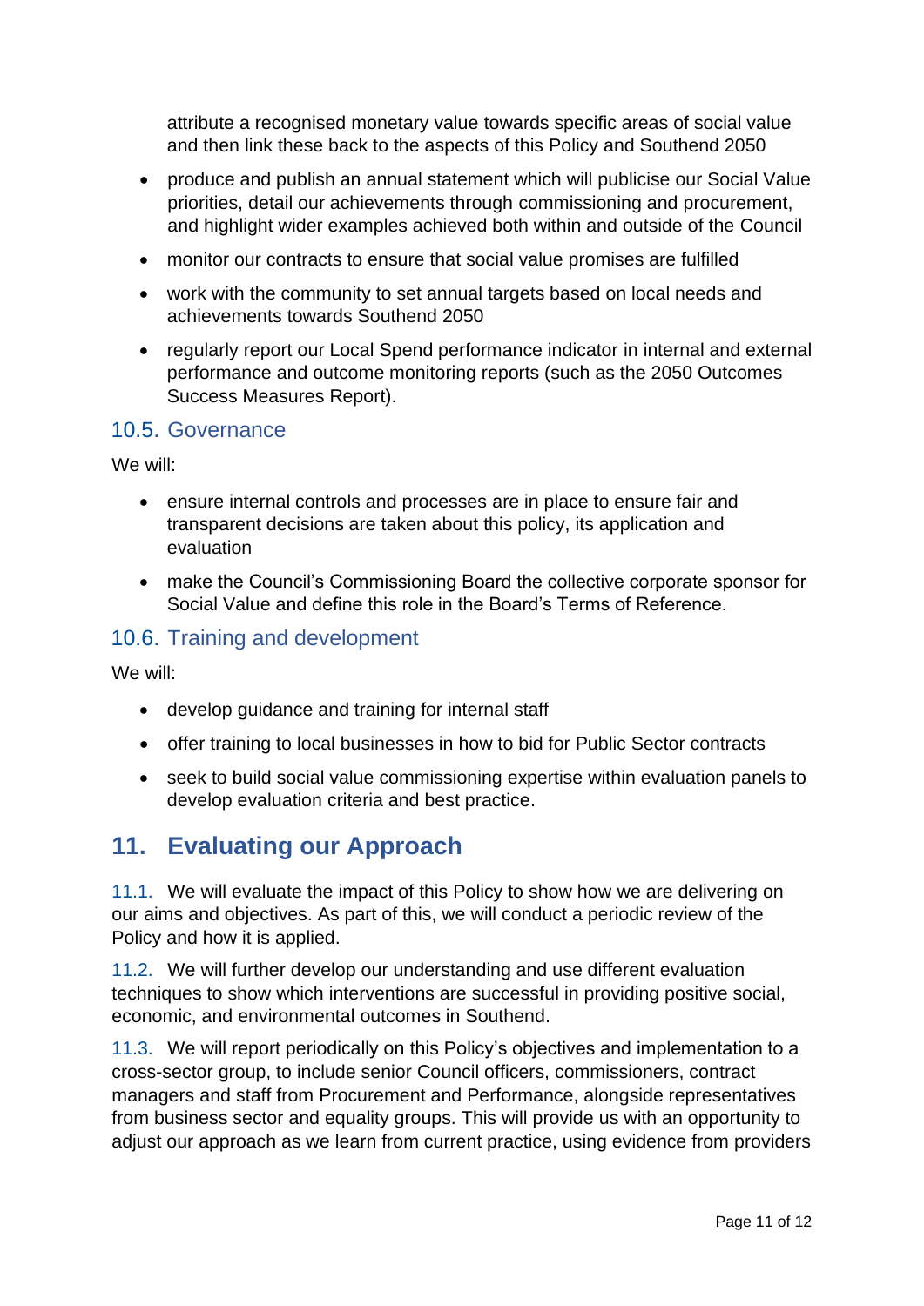attribute a recognised monetary value towards specific areas of social value and then link these back to the aspects of this Policy and Southend 2050

- produce and publish an annual statement which will publicise our Social Value priorities, detail our achievements through commissioning and procurement, and highlight wider examples achieved both within and outside of the Council
- monitor our contracts to ensure that social value promises are fulfilled
- work with the community to set annual targets based on local needs and achievements towards Southend 2050
- regularly report our Local Spend performance indicator in internal and external performance and outcome monitoring reports (such as the 2050 Outcomes Success Measures Report).

### 10.5. Governance

We will:

- ensure internal controls and processes are in place to ensure fair and transparent decisions are taken about this policy, its application and evaluation
- make the Council's Commissioning Board the collective corporate sponsor for Social Value and define this role in the Board's Terms of Reference.

### 10.6. Training and development

We will:

- develop guidance and training for internal staff
- offer training to local businesses in how to bid for Public Sector contracts
- seek to build social value commissioning expertise within evaluation panels to develop evaluation criteria and best practice.

## 11. Evaluating our Approach

11.1. We will evaluate the impact of this Policy to show how we are delivering on our aims and objectives. As part of this, we will conduct a periodic review of the Policy and how it is applied.

11.2. We will further develop our understanding and use different evaluation techniques to show which interventions are successful in providing positive social, economic, and environmental outcomes in Southend.

11.3. We will report periodically on this Policy's objectives and implementation to a cross-sector group, to include senior Council officers, commissioners, contract managers and staff from Procurement and Performance, alongside representatives from business sector and equality groups. This will provide us with an opportunity to adjust our approach as we learn from current practice, using evidence from providers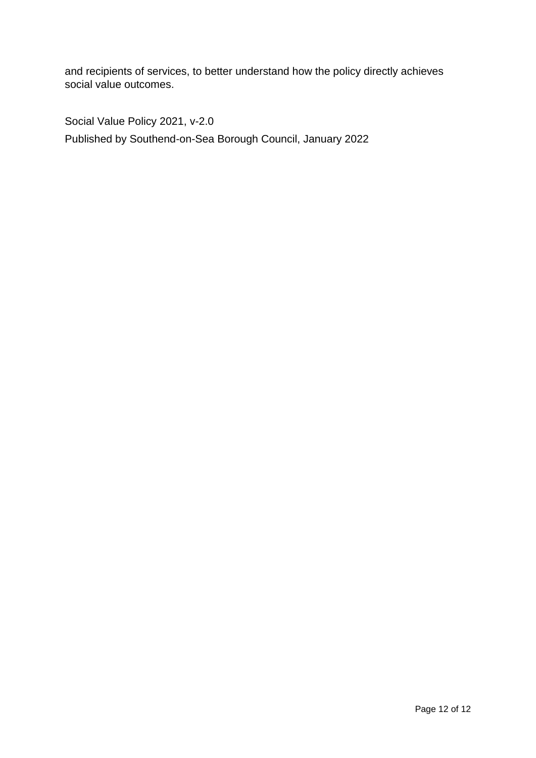and recipients of services, to better understand how the policy directly achieves social value outcomes.

Social Value Policy 2021, v-2.0

Published by Southend-on-Sea Borough Council, January 2022